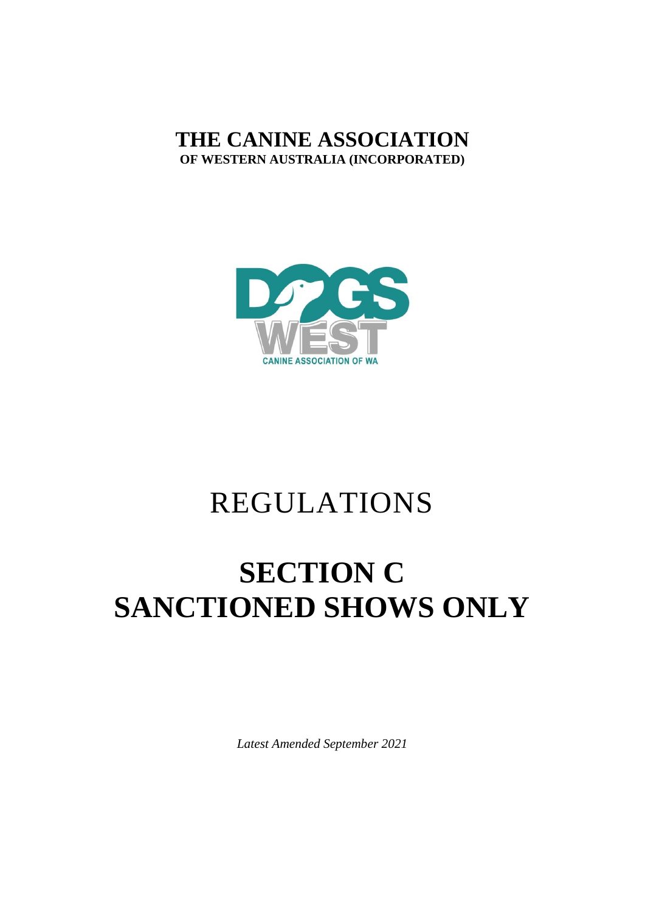# THE CANINE ASSOCIATION

**OF WESTERN AUSTRALIA (INCORPORATED)**

# REGULATIONS

# SECTION C
# SANCTIONED SHOWS ONLY

*Latest Amended September 2021*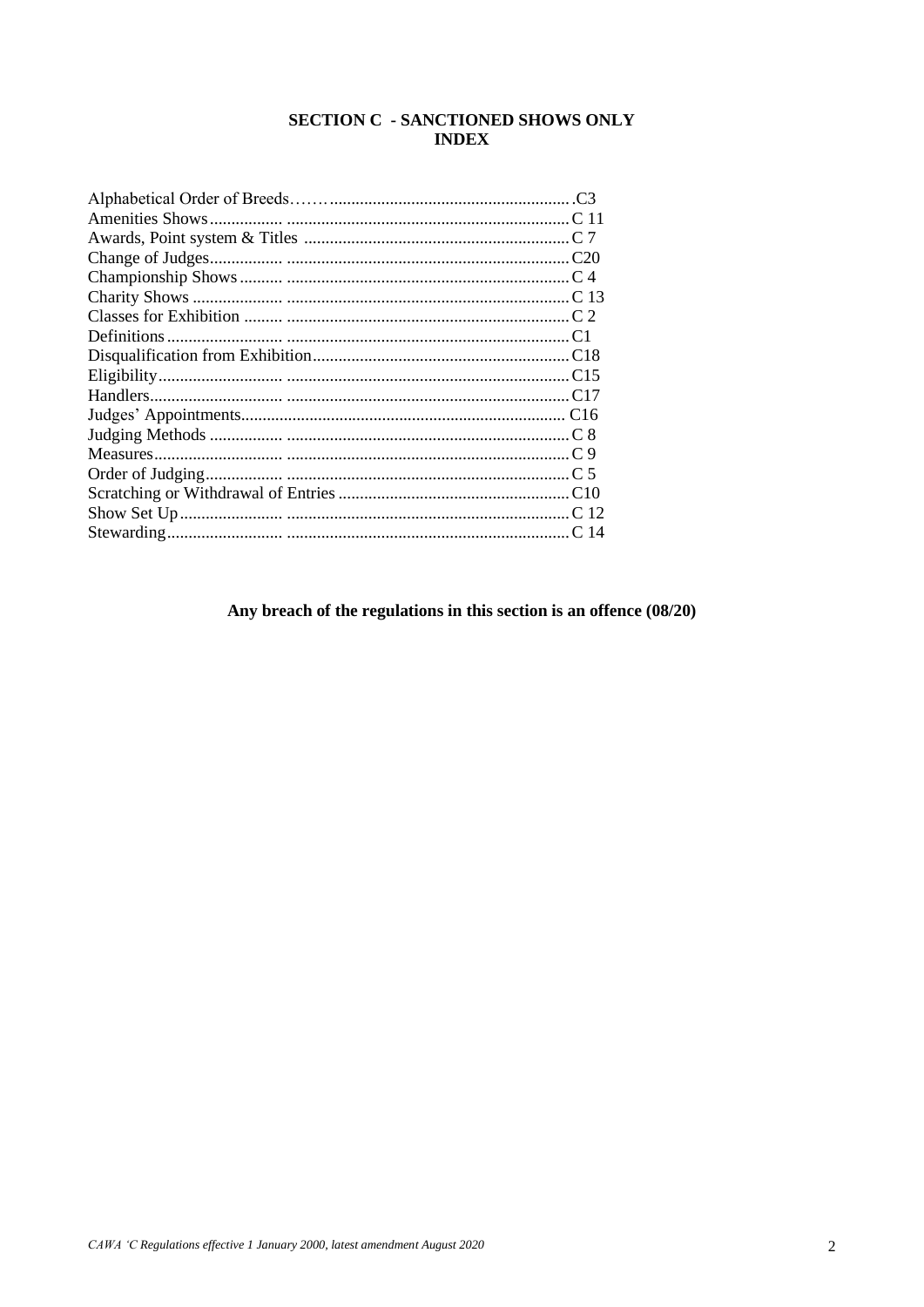## SECTION C - SANCTIONED SHOWS ONLY
## INDEX

| | |
|---|---|
| Alphabetical Order of Breeds | C3 |
| Amenities Shows | C 11 |
| Awards, Point system & Titles | C 7 |
| Change of Judges | C20 |
| Championship Shows | C 4 |
| Charity Shows | C 13 |
| Classes for Exhibition | C 2 |
| Definitions | C1 |
| Disqualification from Exhibition | C18 |
| Eligibility | C15 |
| Handlers | C17 |
| Judges' Appointments | C16 |
| Judging Methods | C 8 |
| Measures | C 9 |
| Order of Judging | C 5 |
| Scratching or Withdrawal of Entries | C10 |
| Show Set Up | C 12 |
| Stewarding | C 14 |

**Any breach of the regulations in this section is an offence (08/20)**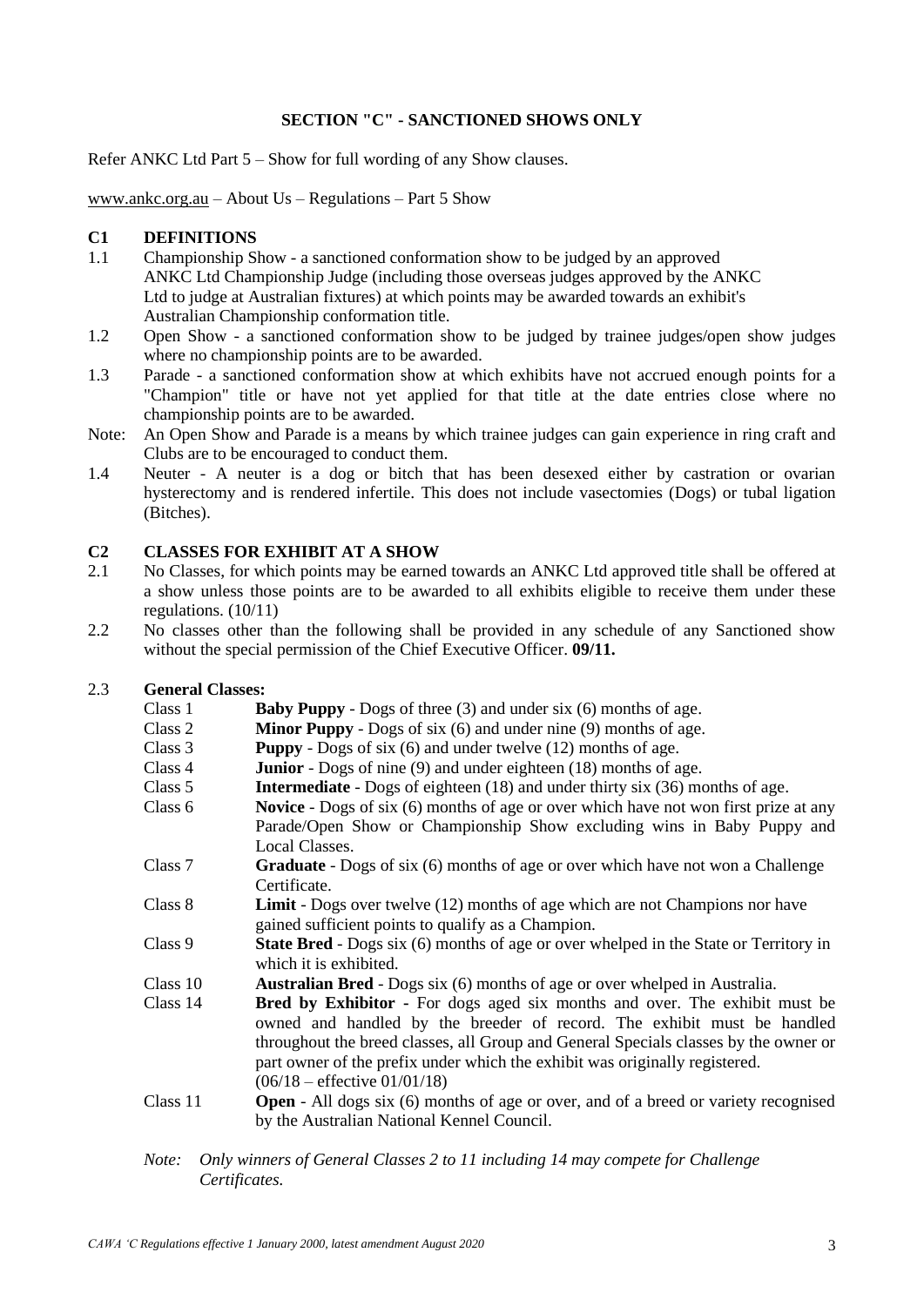## SECTION "C" - SANCTIONED SHOWS ONLY

Refer ANKC Ltd Part 5 – Show for full wording of any Show clauses.

www.ankc.org.au – About Us – Regulations – Part 5 Show

### C1 DEFINITIONS

1.1 Championship Show - a sanctioned conformation show to be judged by an approved ANKC Ltd Championship Judge (including those overseas judges approved by the ANKC Ltd to judge at Australian fixtures) at which points may be awarded towards an exhibit's Australian Championship conformation title.

1.2 Open Show - a sanctioned conformation show to be judged by trainee judges/open show judges where no championship points are to be awarded.

1.3 Parade - a sanctioned conformation show at which exhibits have not accrued enough points for a "Champion" title or have not yet applied for that title at the date entries close where no championship points are to be awarded.

Note: An Open Show and Parade is a means by which trainee judges can gain experience in ring craft and Clubs are to be encouraged to conduct them.

1.4 Neuter - A neuter is a dog or bitch that has been desexed either by castration or ovarian hysterectomy and is rendered infertile. This does not include vasectomies (Dogs) or tubal ligation (Bitches).

### C2 CLASSES FOR EXHIBIT AT A SHOW

2.1 No Classes, for which points may be earned towards an ANKC Ltd approved title shall be offered at a show unless those points are to be awarded to all exhibits eligible to receive them under these regulations. (10/11)

2.2 No classes other than the following shall be provided in any schedule of any Sanctioned show without the special permission of the Chief Executive Officer. **09/11.**

2.3 **General Classes:**

- Class 1 — **Baby Puppy** - Dogs of three (3) and under six (6) months of age.
- Class 2 — **Minor Puppy** - Dogs of six (6) and under nine (9) months of age.
- Class 3 — **Puppy** - Dogs of six (6) and under twelve (12) months of age.
- Class 4 — **Junior** - Dogs of nine (9) and under eighteen (18) months of age.
- Class 5 — **Intermediate** - Dogs of eighteen (18) and under thirty six (36) months of age.
- Class 6 — **Novice** - Dogs of six (6) months of age or over which have not won first prize at any Parade/Open Show or Championship Show excluding wins in Baby Puppy and Local Classes.
- Class 7 — **Graduate** - Dogs of six (6) months of age or over which have not won a Challenge Certificate.
- Class 8 — **Limit** - Dogs over twelve (12) months of age which are not Champions nor have gained sufficient points to qualify as a Champion.
- Class 9 — **State Bred** - Dogs six (6) months of age or over whelped in the State or Territory in which it is exhibited.
- Class 10 — **Australian Bred** - Dogs six (6) months of age or over whelped in Australia.
- Class 14 — **Bred by Exhibitor** - For dogs aged six months and over. The exhibit must be owned and handled by the breeder of record. The exhibit must be handled throughout the breed classes, all Group and General Specials classes by the owner or part owner of the prefix under which the exhibit was originally registered. (06/18 – effective 01/01/18)
- Class 11 — **Open** - All dogs six (6) months of age or over, and of a breed or variety recognised by the Australian National Kennel Council.

*Note: Only winners of General Classes 2 to 11 including 14 may compete for Challenge Certificates.*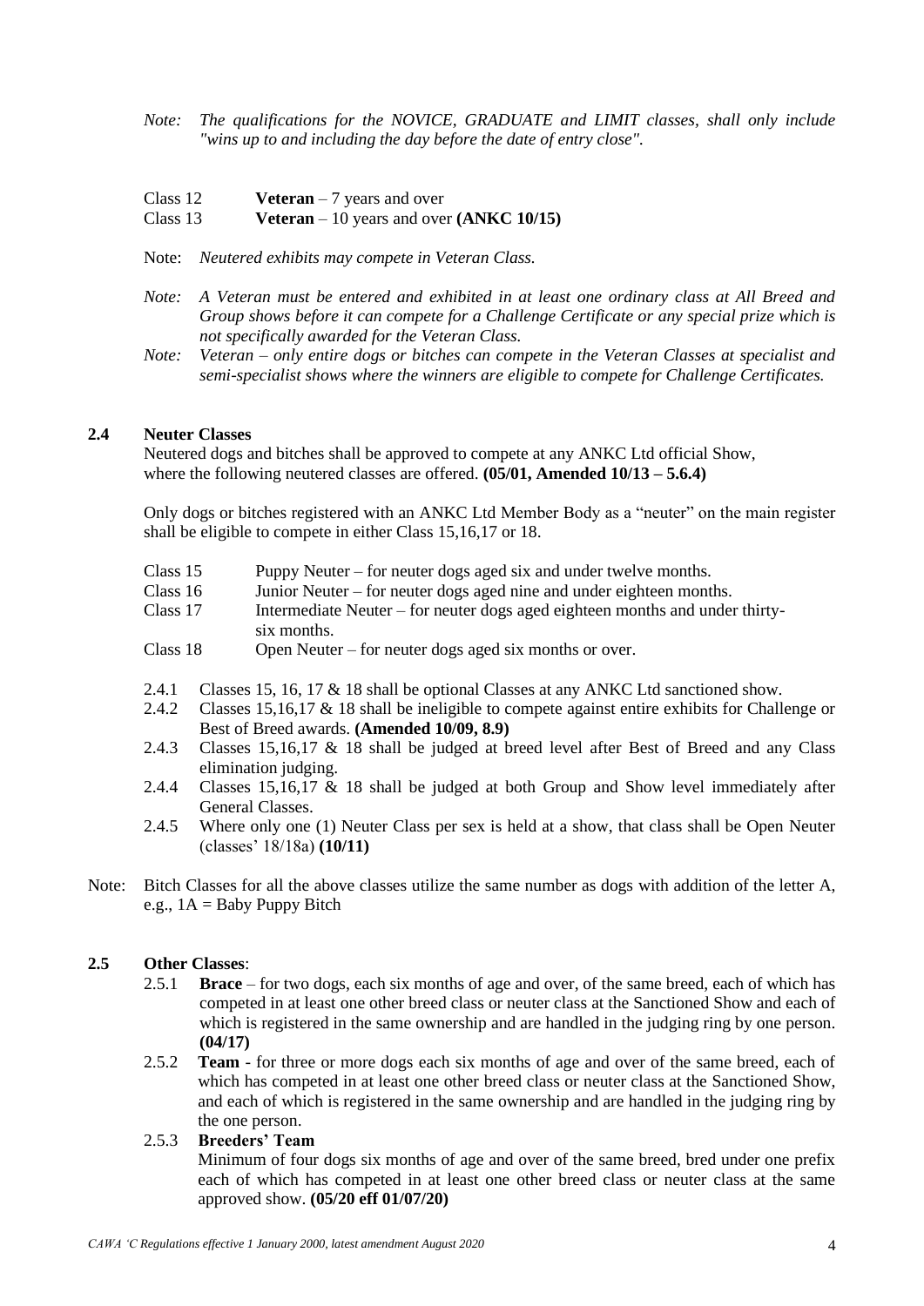*Note: The qualifications for the NOVICE, GRADUATE and LIMIT classes, shall only include "wins up to and including the day before the date of entry close".*

Class 12 **Veteran** – 7 years and over
Class 13 **Veteran** – 10 years and over **(ANKC 10/15)**

Note: *Neutered exhibits may compete in Veteran Class.*

*Note: A Veteran must be entered and exhibited in at least one ordinary class at All Breed and Group shows before it can compete for a Challenge Certificate or any special prize which is not specifically awarded for the Veteran Class.*

*Note: Veteran – only entire dogs or bitches can compete in the Veteran Classes at specialist and semi-specialist shows where the winners are eligible to compete for Challenge Certificates.*

## 2.4 Neuter Classes

Neutered dogs and bitches shall be approved to compete at any ANKC Ltd official Show, where the following neutered classes are offered. **(05/01, Amended 10/13 – 5.6.4)**

Only dogs or bitches registered with an ANKC Ltd Member Body as a "neuter" on the main register shall be eligible to compete in either Class 15,16,17 or 18.

Class 15 Puppy Neuter – for neuter dogs aged six and under twelve months.
Class 16 Junior Neuter – for neuter dogs aged nine and under eighteen months.
Class 17 Intermediate Neuter – for neuter dogs aged eighteen months and under thirty-six months.
Class 18 Open Neuter – for neuter dogs aged six months or over.

2.4.1 Classes 15, 16, 17 & 18 shall be optional Classes at any ANKC Ltd sanctioned show.

2.4.2 Classes 15,16,17 & 18 shall be ineligible to compete against entire exhibits for Challenge or Best of Breed awards. **(Amended 10/09, 8.9)**

2.4.3 Classes 15,16,17 & 18 shall be judged at breed level after Best of Breed and any Class elimination judging.

2.4.4 Classes 15,16,17 & 18 shall be judged at both Group and Show level immediately after General Classes.

2.4.5 Where only one (1) Neuter Class per sex is held at a show, that class shall be Open Neuter (classes' 18/18a) **(10/11)**

Note: Bitch Classes for all the above classes utilize the same number as dogs with addition of the letter A, e.g., 1A = Baby Puppy Bitch

## 2.5 Other Classes:

2.5.1 **Brace** – for two dogs, each six months of age and over, of the same breed, each of which has competed in at least one other breed class or neuter class at the Sanctioned Show and each of which is registered in the same ownership and are handled in the judging ring by one person. **(04/17)**

2.5.2 **Team** - for three or more dogs each six months of age and over of the same breed, each of which has competed in at least one other breed class or neuter class at the Sanctioned Show, and each of which is registered in the same ownership and are handled in the judging ring by the one person.

2.5.3 **Breeders' Team**
Minimum of four dogs six months of age and over of the same breed, bred under one prefix each of which has competed in at least one other breed class or neuter class at the same approved show. **(05/20 eff 01/07/20)**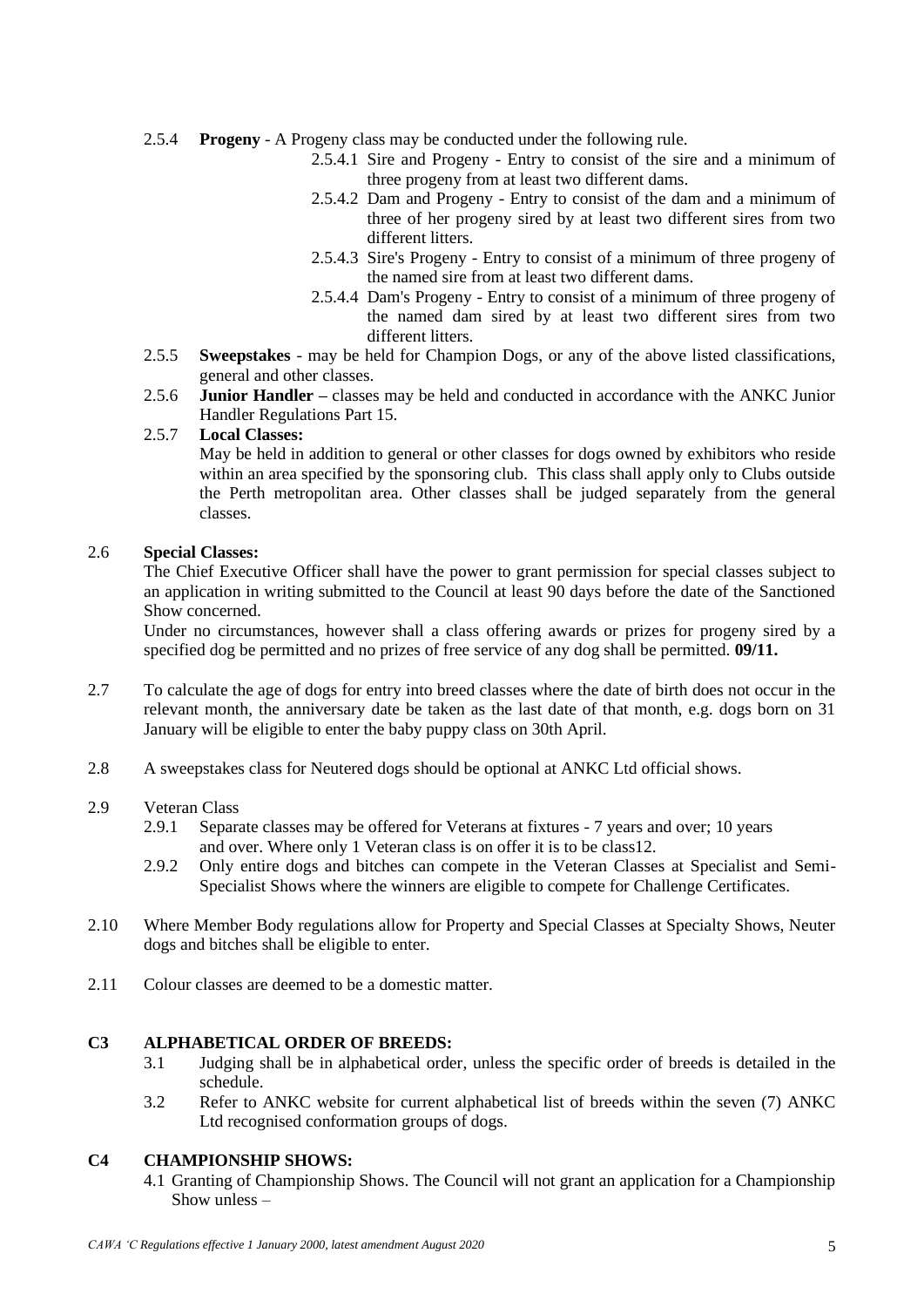2.5.4 **Progeny** - A Progeny class may be conducted under the following rule.

- 2.5.4.1 Sire and Progeny - Entry to consist of the sire and a minimum of three progeny from at least two different dams.
- 2.5.4.2 Dam and Progeny - Entry to consist of the dam and a minimum of three of her progeny sired by at least two different sires from two different litters.
- 2.5.4.3 Sire's Progeny - Entry to consist of a minimum of three progeny of the named sire from at least two different dams.
- 2.5.4.4 Dam's Progeny - Entry to consist of a minimum of three progeny of the named dam sired by at least two different sires from two different litters.

2.5.5 **Sweepstakes** - may be held for Champion Dogs, or any of the above listed classifications, general and other classes.

2.5.6 **Junior Handler –** classes may be held and conducted in accordance with the ANKC Junior Handler Regulations Part 15.

2.5.7 **Local Classes:**
May be held in addition to general or other classes for dogs owned by exhibitors who reside within an area specified by the sponsoring club. This class shall apply only to Clubs outside the Perth metropolitan area. Other classes shall be judged separately from the general classes.

2.6 **Special Classes:**
The Chief Executive Officer shall have the power to grant permission for special classes subject to an application in writing submitted to the Council at least 90 days before the date of the Sanctioned Show concerned.
Under no circumstances, however shall a class offering awards or prizes for progeny sired by a specified dog be permitted and no prizes of free service of any dog shall be permitted. **09/11.**

2.7 To calculate the age of dogs for entry into breed classes where the date of birth does not occur in the relevant month, the anniversary date be taken as the last date of that month, e.g. dogs born on 31 January will be eligible to enter the baby puppy class on 30th April.

2.8 A sweepstakes class for Neutered dogs should be optional at ANKC Ltd official shows.

2.9 Veteran Class

- 2.9.1 Separate classes may be offered for Veterans at fixtures - 7 years and over; 10 years and over. Where only 1 Veteran class is on offer it is to be class12.
- 2.9.2 Only entire dogs and bitches can compete in the Veteran Classes at Specialist and Semi-Specialist Shows where the winners are eligible to compete for Challenge Certificates.

2.10 Where Member Body regulations allow for Property and Special Classes at Specialty Shows, Neuter dogs and bitches shall be eligible to enter.

2.11 Colour classes are deemed to be a domestic matter.

## C3 ALPHABETICAL ORDER OF BREEDS:

3.1 Judging shall be in alphabetical order, unless the specific order of breeds is detailed in the schedule.

3.2 Refer to ANKC website for current alphabetical list of breeds within the seven (7) ANKC Ltd recognised conformation groups of dogs.

## C4 CHAMPIONSHIP SHOWS:

4.1 Granting of Championship Shows. The Council will not grant an application for a Championship Show unless –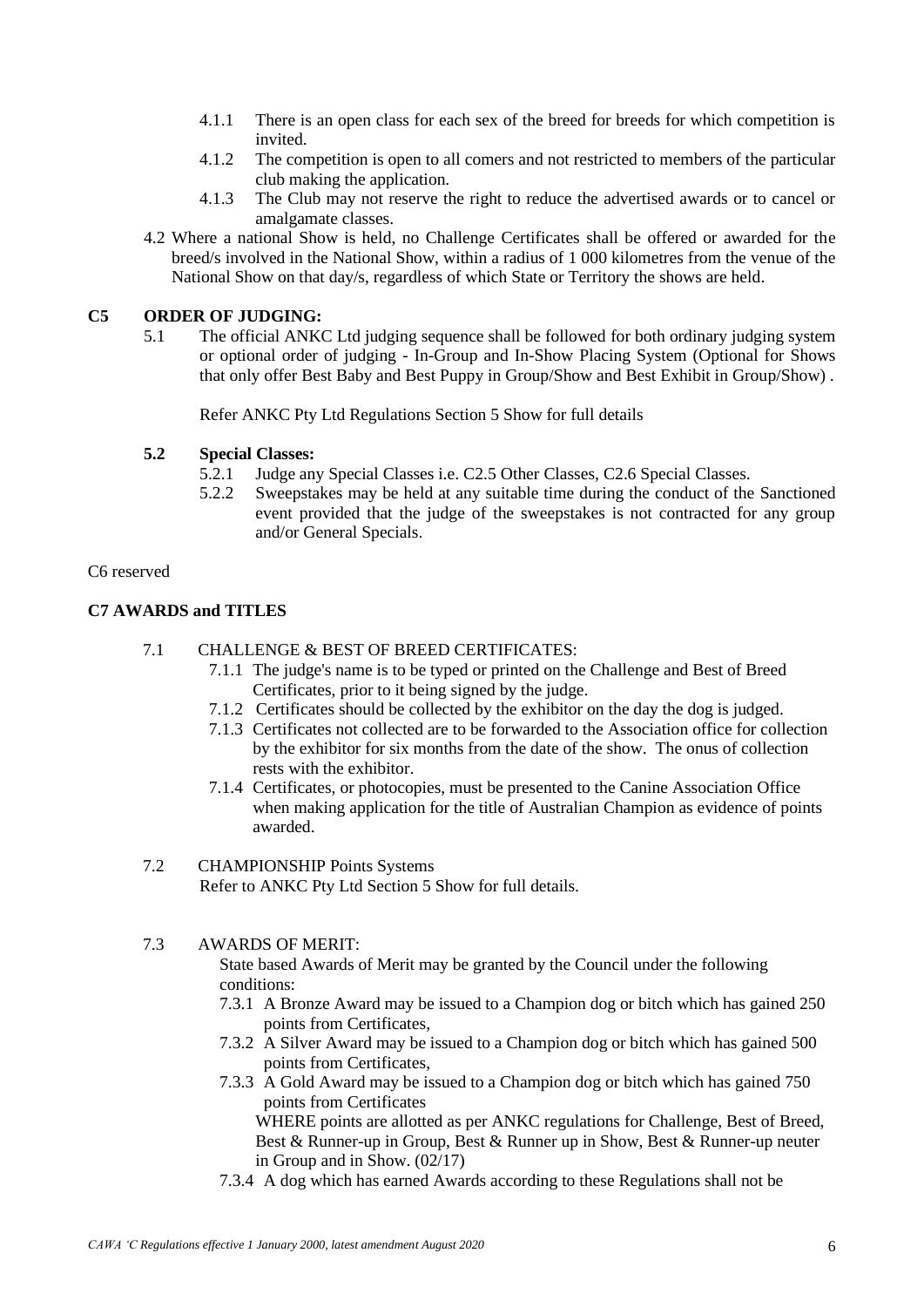- 4.1.1 There is an open class for each sex of the breed for breeds for which competition is invited.
- 4.1.2 The competition is open to all comers and not restricted to members of the particular club making the application.
- 4.1.3 The Club may not reserve the right to reduce the advertised awards or to cancel or amalgamate classes.

4.2 Where a national Show is held, no Challenge Certificates shall be offered or awarded for the breed/s involved in the National Show, within a radius of 1 000 kilometres from the venue of the National Show on that day/s, regardless of which State or Territory the shows are held.

## C5 ORDER OF JUDGING:

5.1 The official ANKC Ltd judging sequence shall be followed for both ordinary judging system or optional order of judging - In-Group and In-Show Placing System (Optional for Shows that only offer Best Baby and Best Puppy in Group/Show and Best Exhibit in Group/Show) .

Refer ANKC Pty Ltd Regulations Section 5 Show for full details

### 5.2 Special Classes:

- 5.2.1 Judge any Special Classes i.e. C2.5 Other Classes, C2.6 Special Classes.
- 5.2.2 Sweepstakes may be held at any suitable time during the conduct of the Sanctioned event provided that the judge of the sweepstakes is not contracted for any group and/or General Specials.

C6 reserved

## C7 AWARDS and TITLES

7.1 CHALLENGE & BEST OF BREED CERTIFICATES:

- 7.1.1 The judge's name is to be typed or printed on the Challenge and Best of Breed Certificates, prior to it being signed by the judge.
- 7.1.2 Certificates should be collected by the exhibitor on the day the dog is judged.
- 7.1.3 Certificates not collected are to be forwarded to the Association office for collection by the exhibitor for six months from the date of the show. The onus of collection rests with the exhibitor.
- 7.1.4 Certificates, or photocopies, must be presented to the Canine Association Office when making application for the title of Australian Champion as evidence of points awarded.

7.2 CHAMPIONSHIP Points Systems
Refer to ANKC Pty Ltd Section 5 Show for full details.

7.3 AWARDS OF MERIT:

State based Awards of Merit may be granted by the Council under the following conditions:

- 7.3.1 A Bronze Award may be issued to a Champion dog or bitch which has gained 250 points from Certificates,
- 7.3.2 A Silver Award may be issued to a Champion dog or bitch which has gained 500 points from Certificates,
- 7.3.3 A Gold Award may be issued to a Champion dog or bitch which has gained 750 points from Certificates
  WHERE points are allotted as per ANKC regulations for Challenge, Best of Breed, Best & Runner-up in Group, Best & Runner up in Show, Best & Runner-up neuter in Group and in Show. (02/17)
- 7.3.4 A dog which has earned Awards according to these Regulations shall not be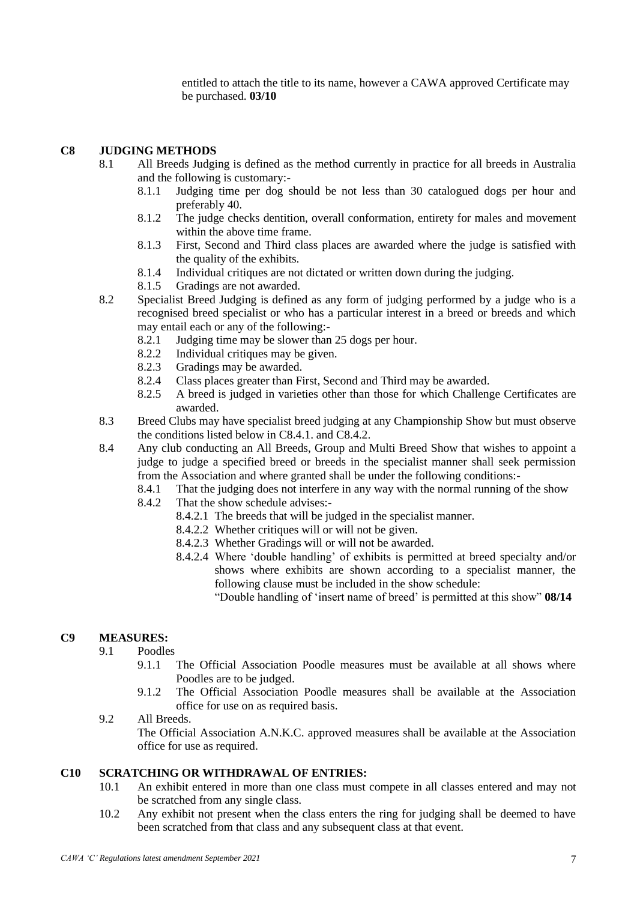entitled to attach the title to its name, however a CAWA approved Certificate may be purchased. **03/10**

## C8 JUDGING METHODS

8.1 All Breeds Judging is defined as the method currently in practice for all breeds in Australia and the following is customary:-

- 8.1.1 Judging time per dog should be not less than 30 catalogued dogs per hour and preferably 40.
- 8.1.2 The judge checks dentition, overall conformation, entirety for males and movement within the above time frame.
- 8.1.3 First, Second and Third class places are awarded where the judge is satisfied with the quality of the exhibits.
- 8.1.4 Individual critiques are not dictated or written down during the judging.
- 8.1.5 Gradings are not awarded.

8.2 Specialist Breed Judging is defined as any form of judging performed by a judge who is a recognised breed specialist or who has a particular interest in a breed or breeds and which may entail each or any of the following:-

- 8.2.1 Judging time may be slower than 25 dogs per hour.
- 8.2.2 Individual critiques may be given.
- 8.2.3 Gradings may be awarded.
- 8.2.4 Class places greater than First, Second and Third may be awarded.
- 8.2.5 A breed is judged in varieties other than those for which Challenge Certificates are awarded.

8.3 Breed Clubs may have specialist breed judging at any Championship Show but must observe the conditions listed below in C8.4.1. and C8.4.2.

8.4 Any club conducting an All Breeds, Group and Multi Breed Show that wishes to appoint a judge to judge a specified breed or breeds in the specialist manner shall seek permission from the Association and where granted shall be under the following conditions:-

- 8.4.1 That the judging does not interfere in any way with the normal running of the show
- 8.4.2 That the show schedule advises:-
  - 8.4.2.1 The breeds that will be judged in the specialist manner.
  - 8.4.2.2 Whether critiques will or will not be given.
  - 8.4.2.3 Whether Gradings will or will not be awarded.
  - 8.4.2.4 Where 'double handling' of exhibits is permitted at breed specialty and/or shows where exhibits are shown according to a specialist manner, the following clause must be included in the show schedule:
    "Double handling of 'insert name of breed' is permitted at this show" **08/14**

## C9 MEASURES:

9.1 Poodles

- 9.1.1 The Official Association Poodle measures must be available at all shows where Poodles are to be judged.
- 9.1.2 The Official Association Poodle measures shall be available at the Association office for use on as required basis.

9.2 All Breeds.
The Official Association A.N.K.C. approved measures shall be available at the Association office for use as required.

## C10 SCRATCHING OR WITHDRAWAL OF ENTRIES:

10.1 An exhibit entered in more than one class must compete in all classes entered and may not be scratched from any single class.

10.2 Any exhibit not present when the class enters the ring for judging shall be deemed to have been scratched from that class and any subsequent class at that event.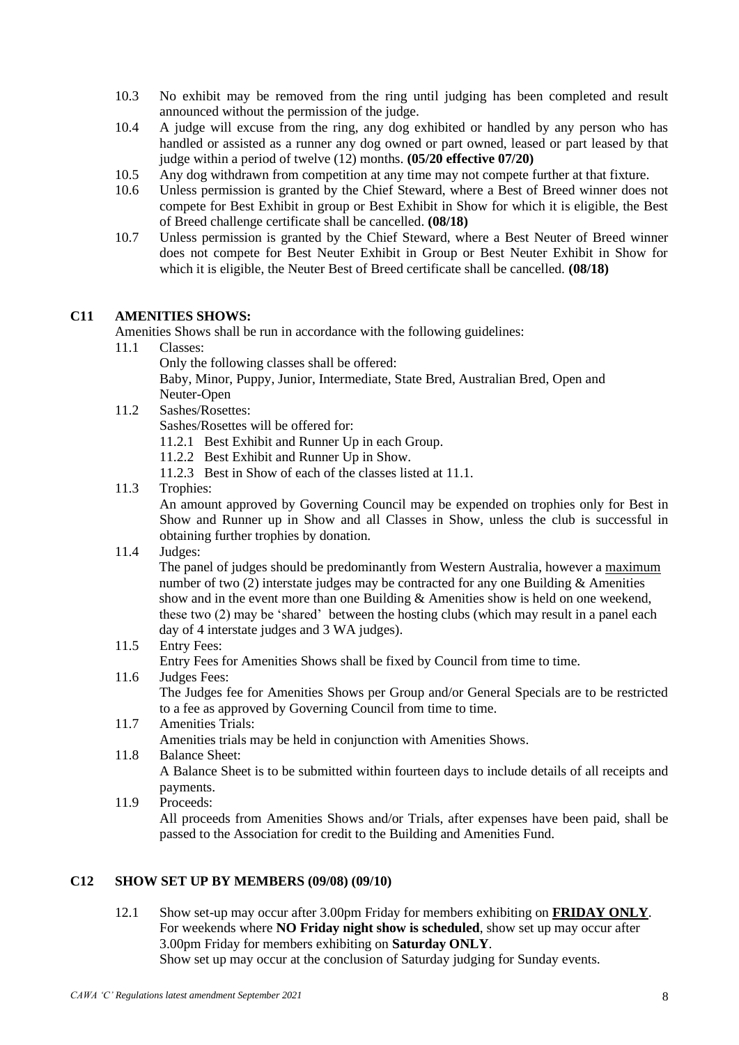10.3 No exhibit may be removed from the ring until judging has been completed and result announced without the permission of the judge.

10.4 A judge will excuse from the ring, any dog exhibited or handled by any person who has handled or assisted as a runner any dog owned or part owned, leased or part leased by that judge within a period of twelve (12) months. **(05/20 effective 07/20)**

10.5 Any dog withdrawn from competition at any time may not compete further at that fixture.

10.6 Unless permission is granted by the Chief Steward, where a Best of Breed winner does not compete for Best Exhibit in group or Best Exhibit in Show for which it is eligible, the Best of Breed challenge certificate shall be cancelled. **(08/18)**

10.7 Unless permission is granted by the Chief Steward, where a Best Neuter of Breed winner does not compete for Best Neuter Exhibit in Group or Best Neuter Exhibit in Show for which it is eligible, the Neuter Best of Breed certificate shall be cancelled. **(08/18)**

## C11 AMENITIES SHOWS:

Amenities Shows shall be run in accordance with the following guidelines:

11.1 Classes:
Only the following classes shall be offered:
Baby, Minor, Puppy, Junior, Intermediate, State Bred, Australian Bred, Open and Neuter-Open

11.2 Sashes/Rosettes:
Sashes/Rosettes will be offered for:
- 11.2.1 Best Exhibit and Runner Up in each Group.
- 11.2.2 Best Exhibit and Runner Up in Show.
- 11.2.3 Best in Show of each of the classes listed at 11.1.

11.3 Trophies:
An amount approved by Governing Council may be expended on trophies only for Best in Show and Runner up in Show and all Classes in Show, unless the club is successful in obtaining further trophies by donation.

11.4 Judges:
The panel of judges should be predominantly from Western Australia, however a maximum number of two (2) interstate judges may be contracted for any one Building & Amenities show and in the event more than one Building & Amenities show is held on one weekend, these two (2) may be 'shared' between the hosting clubs (which may result in a panel each day of 4 interstate judges and 3 WA judges).

11.5 Entry Fees:
Entry Fees for Amenities Shows shall be fixed by Council from time to time.

11.6 Judges Fees:
The Judges fee for Amenities Shows per Group and/or General Specials are to be restricted to a fee as approved by Governing Council from time to time.

11.7 Amenities Trials:
Amenities trials may be held in conjunction with Amenities Shows.

11.8 Balance Sheet:
A Balance Sheet is to be submitted within fourteen days to include details of all receipts and payments.

11.9 Proceeds:
All proceeds from Amenities Shows and/or Trials, after expenses have been paid, shall be passed to the Association for credit to the Building and Amenities Fund.

## C12 SHOW SET UP BY MEMBERS (09/08) (09/10)

12.1 Show set-up may occur after 3.00pm Friday for members exhibiting on **FRIDAY ONLY**. For weekends where **NO Friday night show is scheduled**, show set up may occur after 3.00pm Friday for members exhibiting on **Saturday ONLY**.
Show set up may occur at the conclusion of Saturday judging for Sunday events.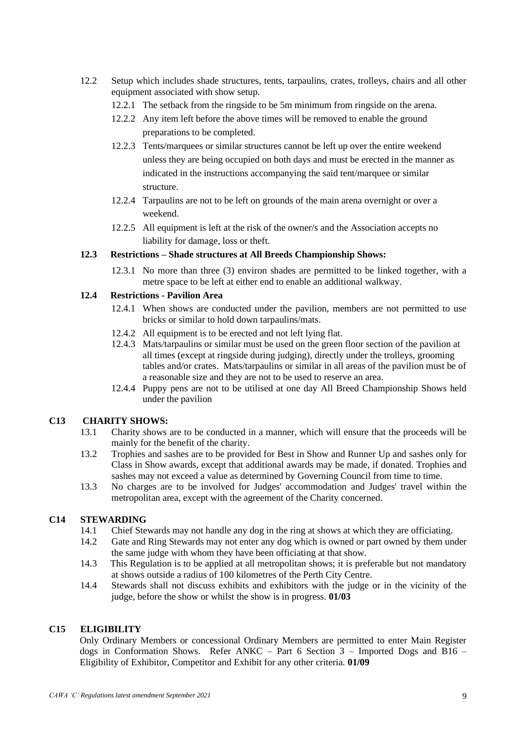12.2 Setup which includes shade structures, tents, tarpaulins, crates, trolleys, chairs and all other equipment associated with show setup.

12.2.1 The setback from the ringside to be 5m minimum from ringside on the arena.

12.2.2 Any item left before the above times will be removed to enable the ground preparations to be completed.

12.2.3 Tents/marquees or similar structures cannot be left up over the entire weekend unless they are being occupied on both days and must be erected in the manner as indicated in the instructions accompanying the said tent/marquee or similar structure.

12.2.4 Tarpaulins are not to be left on grounds of the main arena overnight or over a weekend.

12.2.5 All equipment is left at the risk of the owner/s and the Association accepts no liability for damage, loss or theft.

**12.3 Restrictions – Shade structures at All Breeds Championship Shows:**

12.3.1 No more than three (3) environ shades are permitted to be linked together, with a metre space to be left at either end to enable an additional walkway.

**12.4 Restrictions - Pavilion Area**

12.4.1 When shows are conducted under the pavilion, members are not permitted to use bricks or similar to hold down tarpaulins/mats.

12.4.2 All equipment is to be erected and not left lying flat.

12.4.3 Mats/tarpaulins or similar must be used on the green floor section of the pavilion at all times (except at ringside during judging), directly under the trolleys, grooming tables and/or crates. Mats/tarpaulins or similar in all areas of the pavilion must be of a reasonable size and they are not to be used to reserve an area.

12.4.4 Puppy pens are not to be utilised at one day All Breed Championship Shows held under the pavilion

## C13 CHARITY SHOWS:

13.1 Charity shows are to be conducted in a manner, which will ensure that the proceeds will be mainly for the benefit of the charity.

13.2 Trophies and sashes are to be provided for Best in Show and Runner Up and sashes only for Class in Show awards, except that additional awards may be made, if donated. Trophies and sashes may not exceed a value as determined by Governing Council from time to time.

13.3 No charges are to be involved for Judges' accommodation and Judges' travel within the metropolitan area, except with the agreement of the Charity concerned.

## C14 STEWARDING

14.1 Chief Stewards may not handle any dog in the ring at shows at which they are officiating.

14.2 Gate and Ring Stewards may not enter any dog which is owned or part owned by them under the same judge with whom they have been officiating at that show.

14.3 This Regulation is to be applied at all metropolitan shows; it is preferable but not mandatory at shows outside a radius of 100 kilometres of the Perth City Centre.

14.4 Stewards shall not discuss exhibits and exhibitors with the judge or in the vicinity of the judge, before the show or whilst the show is in progress. **01/03**

## C15 ELIGIBILITY

Only Ordinary Members or concessional Ordinary Members are permitted to enter Main Register dogs in Conformation Shows. Refer ANKC – Part 6 Section 3 – Imported Dogs and B16 – Eligibility of Exhibitor, Competitor and Exhibit for any other criteria. **01/09**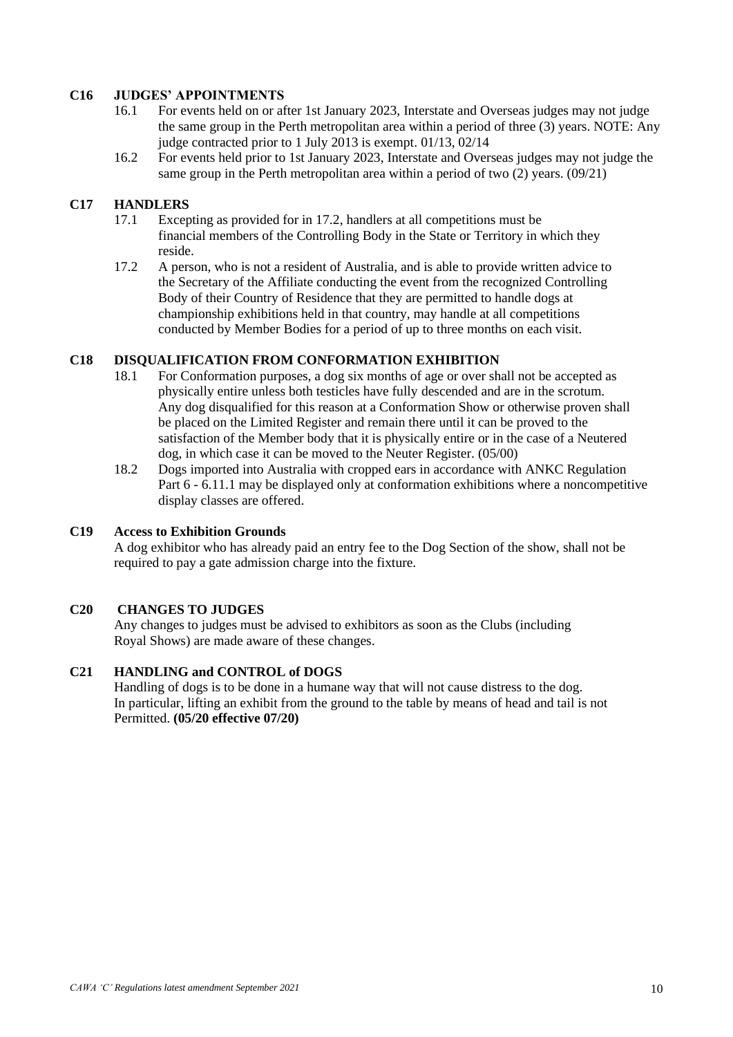## C16 JUDGES' APPOINTMENTS

16.1 For events held on or after 1st January 2023, Interstate and Overseas judges may not judge the same group in the Perth metropolitan area within a period of three (3) years. NOTE: Any judge contracted prior to 1 July 2013 is exempt. 01/13, 02/14

16.2 For events held prior to 1st January 2023, Interstate and Overseas judges may not judge the same group in the Perth metropolitan area within a period of two (2) years. (09/21)

## C17 HANDLERS

17.1 Excepting as provided for in 17.2, handlers at all competitions must be financial members of the Controlling Body in the State or Territory in which they reside.

17.2 A person, who is not a resident of Australia, and is able to provide written advice to the Secretary of the Affiliate conducting the event from the recognized Controlling Body of their Country of Residence that they are permitted to handle dogs at championship exhibitions held in that country, may handle at all competitions conducted by Member Bodies for a period of up to three months on each visit.

## C18 DISQUALIFICATION FROM CONFORMATION EXHIBITION

18.1 For Conformation purposes, a dog six months of age or over shall not be accepted as physically entire unless both testicles have fully descended and are in the scrotum. Any dog disqualified for this reason at a Conformation Show or otherwise proven shall be placed on the Limited Register and remain there until it can be proved to the satisfaction of the Member body that it is physically entire or in the case of a Neutered dog, in which case it can be moved to the Neuter Register. (05/00)

18.2 Dogs imported into Australia with cropped ears in accordance with ANKC Regulation Part 6 - 6.11.1 may be displayed only at conformation exhibitions where a noncompetitive display classes are offered.

## C19 Access to Exhibition Grounds

A dog exhibitor who has already paid an entry fee to the Dog Section of the show, shall not be required to pay a gate admission charge into the fixture.

## C20 CHANGES TO JUDGES

Any changes to judges must be advised to exhibitors as soon as the Clubs (including Royal Shows) are made aware of these changes.

## C21 HANDLING and CONTROL of DOGS

Handling of dogs is to be done in a humane way that will not cause distress to the dog. In particular, lifting an exhibit from the ground to the table by means of head and tail is not Permitted. **(05/20 effective 07/20)**